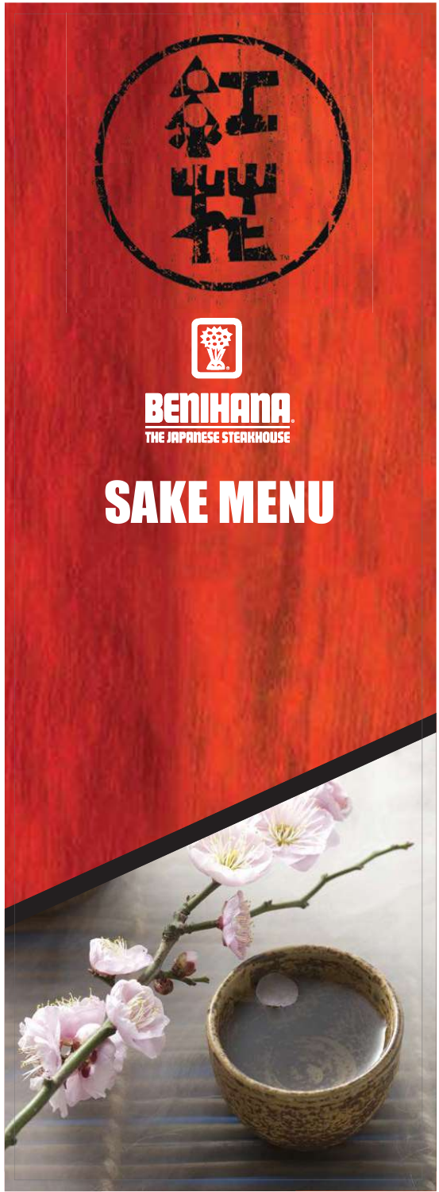BENIHANA

THE JAPANESE STEAKHOUSE

# SAKE MENU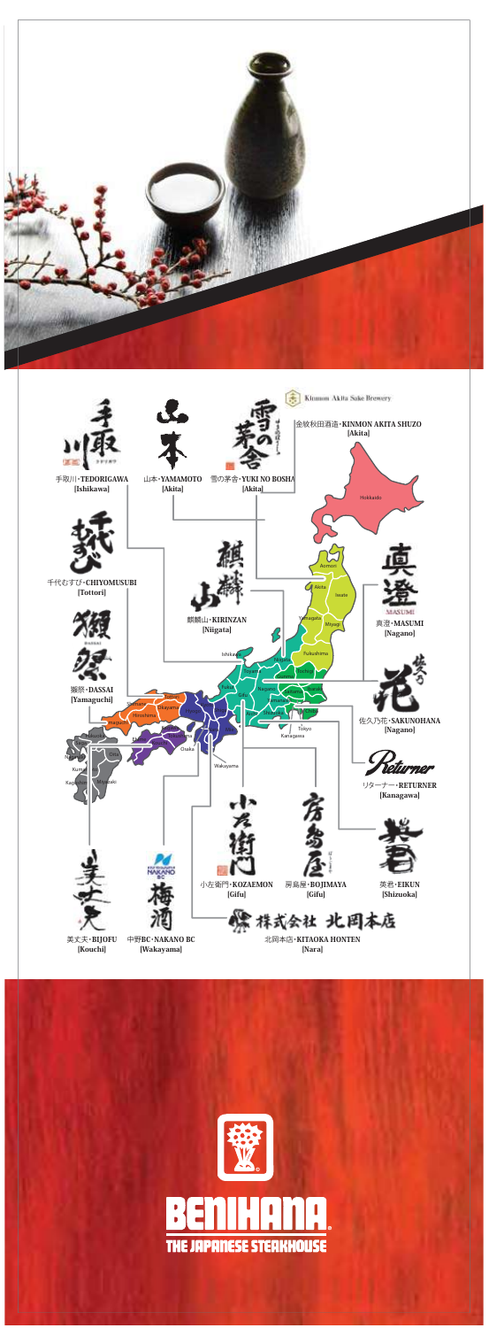Kinmon Akita Sake Brewery

金紋秋田酒造・**KINMON AKITA SHUZO**
**[Akita]**

手取川・**TEDORIGAWA**
**[Ishikawa]**

山本・**YAMAMOTO**
**[Akita]**

雪の茅舎・**YUKI NO BOSHA**
**[Akita]**

千代むすび・**CHIYOMUSUBI**
**[Tottori]**

麒麟山・**KIRINZAN**
**[Niigata]**

真澄・**MASUMI**
**[Nagano]**

獺祭・**DASSAI**
**[Yamaguchi]**

佐久乃花・**SAKUNOHANA**
**[Nagano]**

リターナー・**RETURNER**
**[Kanagawa]**

小左衛門・**KOZAEMON**
**[Gifu]**

房島屋・**BOJIMAYA**
**[Gifu]**

英君・**EIKUN**
**[Shizuoka]**

美丈夫・**BIJOFU**
**[Kouchi]**

中野BC・**NAKANO BC**
**[Wakayama]**

北岡本店・**KITAOKA HONTEN**
**[Nara]**

BENIHANA
THE JAPANESE STEAKHOUSE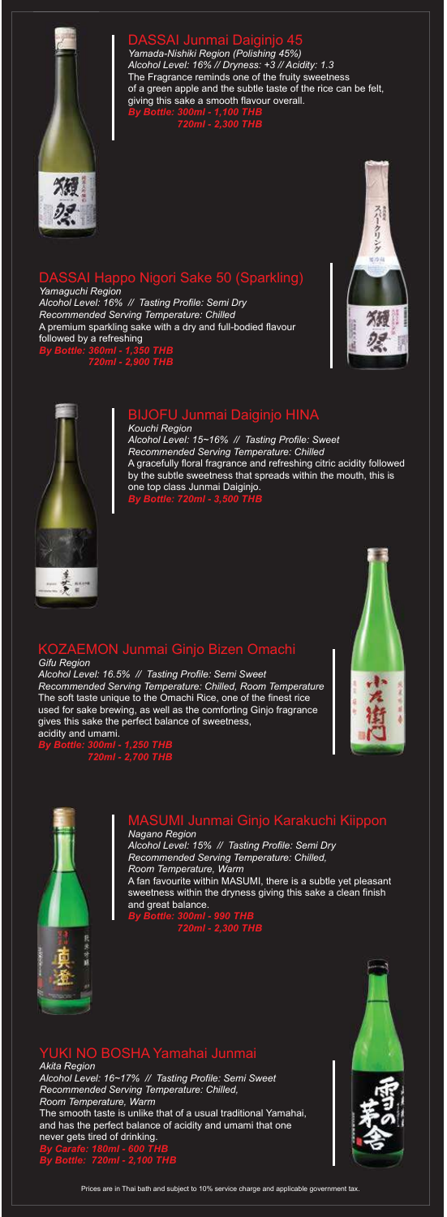## DASSAI Junmai Daiginjo 45

*Yamada-Nishiki Region (Polishing 45%)*
*Alcohol Level: 16% // Dryness: +3 // Acidity: 1.3*
The Fragrance reminds one of the fruity sweetness of a green apple and the subtle taste of the rice can be felt, giving this sake a smooth flavour overall.
***By Bottle: 300ml - 1,100 THB***
***720ml - 2,300 THB***

## DASSAI Happo Nigori Sake 50 (Sparkling)

*Yamaguchi Region*
*Alcohol Level: 16% // Tasting Profile: Semi Dry*
*Recommended Serving Temperature: Chilled*
A premium sparkling sake with a dry and full-bodied flavour followed by a refreshing
***By Bottle: 360ml - 1,350 THB***
***720ml - 2,900 THB***

## BIJOFU Junmai Daiginjo HINA

*Kouchi Region*
*Alcohol Level: 15~16% // Tasting Profile: Sweet*
*Recommended Serving Temperature: Chilled*
A gracefully floral fragrance and refreshing citric acidity followed by the subtle sweetness that spreads within the mouth, this is one top class Junmai Daiginjo.
***By Bottle: 720ml - 3,500 THB***

## KOZAEMON Junmai Ginjo Bizen Omachi

*Gifu Region*
*Alcohol Level: 16.5% // Tasting Profile: Semi Sweet*
*Recommended Serving Temperature: Chilled, Room Temperature*
The soft taste unique to the Omachi Rice, one of the finest rice used for sake brewing, as well as the comforting Ginjo fragrance gives this sake the perfect balance of sweetness, acidity and umami.
***By Bottle: 300ml - 1,250 THB***
***720ml - 2,700 THB***

## MASUMI Junmai Ginjo Karakuchi Kiippon

*Nagano Region*
*Alcohol Level: 15% // Tasting Profile: Semi Dry*
*Recommended Serving Temperature: Chilled, Room Temperature, Warm*
A fan favourite within MASUMI, there is a subtle yet pleasant sweetness within the dryness giving this sake a clean finish and great balance.
***By Bottle: 300ml - 990 THB***
***720ml - 2,300 THB***

## YUKI NO BOSHA Yamahai Junmai

*Akita Region*
*Alcohol Level: 16~17% // Tasting Profile: Semi Sweet*
*Recommended Serving Temperature: Chilled, Room Temperature, Warm*
The smooth taste is unlike that of a usual traditional Yamahai, and has the perfect balance of acidity and umami that one never gets tired of drinking.
***By Carafe: 180ml - 600 THB***
***By Bottle: 720ml - 2,100 THB***

Prices are in Thai bath and subject to 10% service charge and applicable government tax.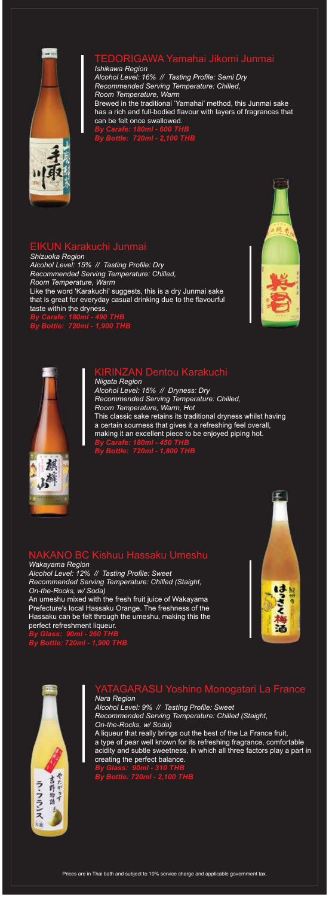## TEDORIGAWA Yamahai Jikomi Junmai

*Ishikawa Region*
*Alcohol Level: 16% // Tasting Profile: Semi Dry*
*Recommended Serving Temperature: Chilled, Room Temperature, Warm*

Brewed in the traditional 'Yamahai' method, this Junmai sake has a rich and full-bodied flavour with layers of fragrances that can be felt once swallowed.

*By Carafe: 180ml - 600 THB*
*By Bottle: 720ml - 2,100 THB*

## EIKUN Karakuchi Junmai

*Shizuoka Region*
*Alcohol Level: 15% // Tasting Profile: Dry*
*Recommended Serving Temperature: Chilled, Room Temperature, Warm*

Like the word 'Karakuchi' suggests, this is a dry Junmai sake that is great for everyday casual drinking due to the flavourful taste within the dryness.

*By Carafe: 180ml - 490 THB*
*By Bottle: 720ml - 1,900 THB*

## KIRINZAN Dentou Karakuchi

*Niigata Region*
*Alcohol Level: 15% // Dryness: Dry*
*Recommended Serving Temperature: Chilled, Room Temperature, Warm, Hot*

This classic sake retains its traditional dryness whilst having a certain sourness that gives it a refreshing feel overall, making it an excellent piece to be enjoyed piping hot.

*By Carafe: 180ml - 450 THB*
*By Bottle: 720ml - 1,800 THB*

## NAKANO BC Kishuu Hassaku Umeshu

*Wakayama Region*
*Alcohol Level: 12% // Tasting Profile: Sweet*
*Recommended Serving Temperature: Chilled (Staight, On-the-Rocks, w/ Soda)*

An umeshu mixed with the fresh fruit juice of Wakayama Prefecture's local Hassaku Orange. The freshness of the Hassaku can be felt through the umeshu, making this the perfect refreshment liqueur.

*By Glass: 90ml - 260 THB*
*By Bottle: 720ml - 1,900 THB*

## YATAGARASU Yoshino Monogatari La France

*Nara Region*
*Alcohol Level: 9% // Tasting Profile: Sweet*
*Recommended Serving Temperature: Chilled (Staight, On-the-Rocks, w/ Soda)*

A liqueur that really brings out the best of the La France fruit, a type of pear well known for its refreshing fragrance, comfortable acidity and subtle sweetness, in which all three factors play a part in creating the perfect balance.

*By Glass: 90ml - 310 THB*
*By Bottle: 720ml - 2,100 THB*

Prices are in Thai bath and subject to 10% service charge and applicable government tax.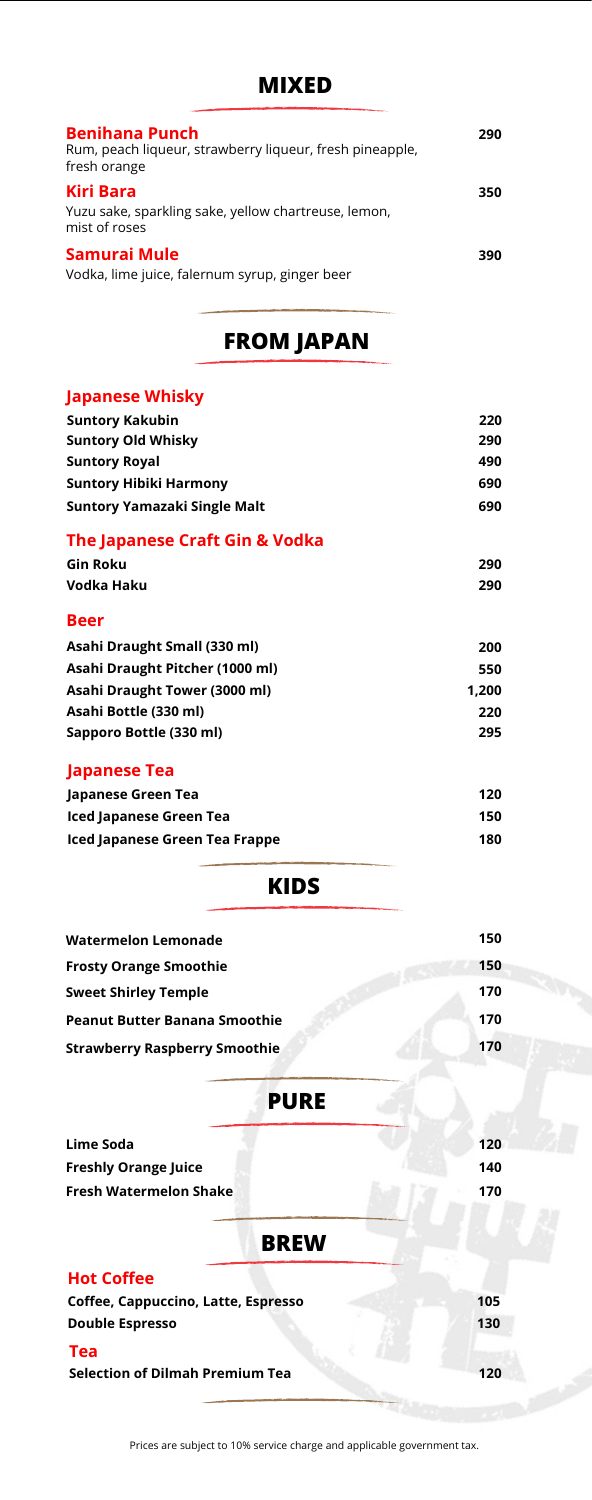## MIXED

**Benihana Punch** — 290
Rum, peach liqueur, strawberry liqueur, fresh pineapple, fresh orange

**Kiri Bara** — 350
Yuzu sake, sparkling sake, yellow chartreuse, lemon, mist of roses

**Samurai Mule** — 390
Vodka, lime juice, falernum syrup, ginger beer

## FROM JAPAN

### Japanese Whisky

| Item | Price |
|---|---|
| Suntory Kakubin | 220 |
| Suntory Old Whisky | 290 |
| Suntory Royal | 490 |
| Suntory Hibiki Harmony | 690 |
| Suntory Yamazaki Single Malt | 690 |

### The Japanese Craft Gin & Vodka

| Item | Price |
|---|---|
| Gin Roku | 290 |
| Vodka Haku | 290 |

### Beer

| Item | Price |
|---|---|
| Asahi Draught Small (330 ml) | 200 |
| Asahi Draught Pitcher (1000 ml) | 550 |
| Asahi Draught Tower (3000 ml) | 1,200 |
| Asahi Bottle (330 ml) | 220 |
| Sapporo Bottle (330 ml) | 295 |

### Japanese Tea

| Item | Price |
|---|---|
| Japanese Green Tea | 120 |
| Iced Japanese Green Tea | 150 |
| Iced Japanese Green Tea Frappe | 180 |

## KIDS

| Item | Price |
|---|---|
| Watermelon Lemonade | 150 |
| Frosty Orange Smoothie | 150 |
| Sweet Shirley Temple | 170 |
| Peanut Butter Banana Smoothie | 170 |
| Strawberry Raspberry Smoothie | 170 |

## PURE

| Item | Price |
|---|---|
| Lime Soda | 120 |
| Freshly Orange Juice | 140 |
| Fresh Watermelon Shake | 170 |

## BREW

### Hot Coffee

| Item | Price |
|---|---|
| Coffee, Cappuccino, Latte, Espresso | 105 |
| Double Espresso | 130 |

### Tea

| Item | Price |
|---|---|
| Selection of Dilmah Premium Tea | 120 |

Prices are subject to 10% service charge and applicable government tax.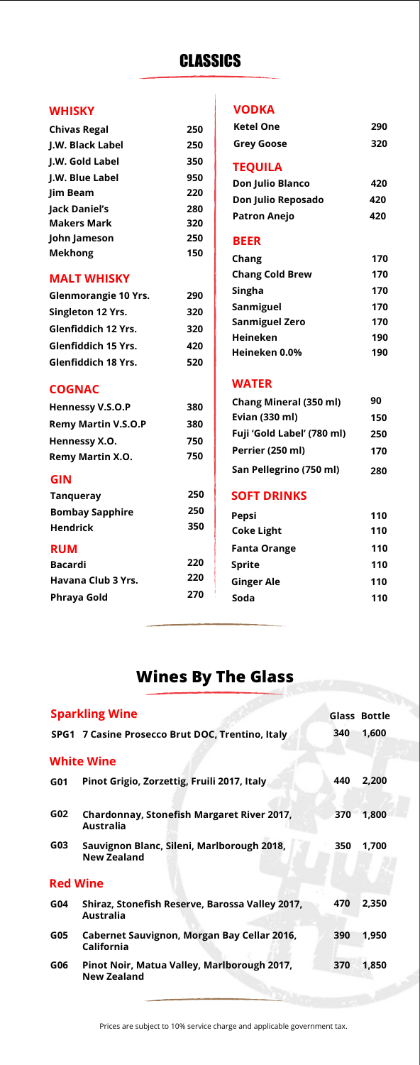# CLASSICS

## WHISKY

| | |
|---|---|
| Chivas Regal | 250 |
| J.W. Black Label | 250 |
| J.W. Gold Label | 350 |
| J.W. Blue Label | 950 |
| Jim Beam | 220 |
| Jack Daniel's | 280 |
| Makers Mark | 320 |
| John Jameson | 250 |
| Mekhong | 150 |

## MALT WHISKY

| | |
|---|---|
| Glenmorangie 10 Yrs. | 290 |
| Singleton 12 Yrs. | 320 |
| Glenfiddich 12 Yrs. | 320 |
| Glenfiddich 15 Yrs. | 420 |
| Glenfiddich 18 Yrs. | 520 |

## COGNAC

| | |
|---|---|
| Hennessy V.S.O.P | 380 |
| Remy Martin V.S.O.P | 380 |
| Hennessy X.O. | 750 |
| Remy Martin X.O. | 750 |

## GIN

| | |
|---|---|
| Tanqueray | 250 |
| Bombay Sapphire | 250 |
| Hendrick | 350 |

## RUM

| | |
|---|---|
| Bacardi | 220 |
| Havana Club 3 Yrs. | 220 |
| Phraya Gold | 270 |

## VODKA

| | |
|---|---|
| Ketel One | 290 |
| Grey Goose | 320 |

## TEQUILA

| | |
|---|---|
| Don Julio Blanco | 420 |
| Don Julio Reposado | 420 |
| Patron Anejo | 420 |

## BEER

| | |
|---|---|
| Chang | 170 |
| Chang Cold Brew | 170 |
| Singha | 170 |
| Sanmiguel | 170 |
| Sanmiguel Zero | 170 |
| Heineken | 190 |
| Heineken 0.0% | 190 |

## WATER

| | |
|---|---|
| Chang Mineral (350 ml) | 90 |
| Evian (330 ml) | 150 |
| Fuji 'Gold Label' (780 ml) | 250 |
| Perrier (250 ml) | 170 |
| San Pellegrino (750 ml) | 280 |

## SOFT DRINKS

| | |
|---|---|
| Pepsi | 110 |
| Coke Light | 110 |
| Fanta Orange | 110 |
| Sprite | 110 |
| Ginger Ale | 110 |
| Soda | 110 |

# Wines By The Glass

| | | Glass | Bottle |
|---|---|---|---|
| **Sparkling Wine** | | | |
| SPG1 | 7 Casine Prosecco Brut DOC, Trentino, Italy | 340 | 1,600 |
| **White Wine** | | | |
| G01 | Pinot Grigio, Zorzettig, Fruili 2017, Italy | 440 | 2,200 |
| G02 | Chardonnay, Stonefish Margaret River 2017, Australia | 370 | 1,800 |
| G03 | Sauvignon Blanc, Sileni, Marlborough 2018, New Zealand | 350 | 1,700 |
| **Red Wine** | | | |
| G04 | Shiraz, Stonefish Reserve, Barossa Valley 2017, Australia | 470 | 2,350 |
| G05 | Cabernet Sauvignon, Morgan Bay Cellar 2016, California | 390 | 1,950 |
| G06 | Pinot Noir, Matua Valley, Marlborough 2017, New Zealand | 370 | 1,850 |

Prices are subject to 10% service charge and applicable government tax.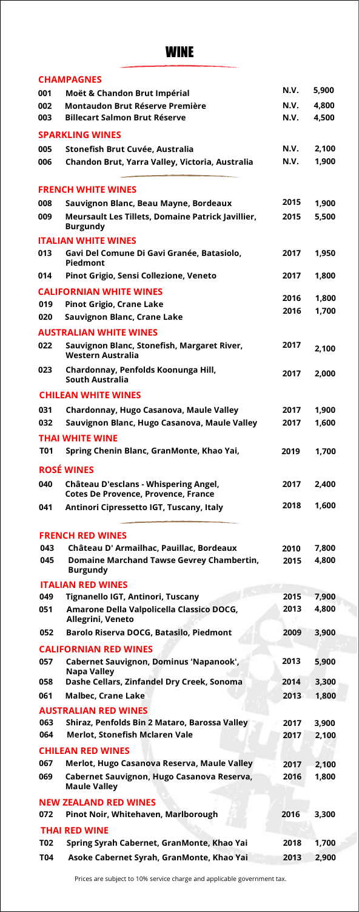# WINE

| | | | |
|---|---|---|---|
| **CHAMPAGNES** | | | |
| 001 | Moët & Chandon Brut Impérial | N.V. | 5,900 |
| 002 | Montaudon Brut Réserve Première | N.V. | 4,800 |
| 003 | Billecart Salmon Brut Réserve | N.V. | 4,500 |
| **SPARKLING WINES** | | | |
| 005 | Stonefish Brut Cuvée, Australia | N.V. | 2,100 |
| 006 | Chandon Brut, Yarra Valley, Victoria, Australia | N.V. | 1,900 |
| **FRENCH WHITE WINES** | | | |
| 008 | Sauvignon Blanc, Beau Mayne, Bordeaux | 2015 | 1,900 |
| 009 | Meursault Les Tillets, Domaine Patrick Javillier, Burgundy | 2015 | 5,500 |
| **ITALIAN WHITE WINES** | | | |
| 013 | Gavi Del Comune Di Gavi Granée, Batasiolo, Piedmont | 2017 | 1,950 |
| 014 | Pinot Grigio, Sensi Collezione, Veneto | 2017 | 1,800 |
| **CALIFORNIAN WHITE WINES** | | | |
| 019 | Pinot Grigio, Crane Lake | 2016 | 1,800 |
| 020 | Sauvignon Blanc, Crane Lake | 2016 | 1,700 |
| **AUSTRALIAN WHITE WINES** | | | |
| 022 | Sauvignon Blanc, Stonefish, Margaret River, Western Australia | 2017 | 2,100 |
| 023 | Chardonnay, Penfolds Koonunga Hill, South Australia | 2017 | 2,000 |
| **CHILEAN WHITE WINES** | | | |
| 031 | Chardonnay, Hugo Casanova, Maule Valley | 2017 | 1,900 |
| 032 | Sauvignon Blanc, Hugo Casanova, Maule Valley | 2017 | 1,600 |
| **THAI WHITE WINE** | | | |
| T01 | Spring Chenin Blanc, GranMonte, Khao Yai, | 2019 | 1,700 |
| **ROSÉ WINES** | | | |
| 040 | Château D'esclans - Whispering Angel, Cotes De Provence, Provence, France | 2017 | 2,400 |
| 041 | Antinori Cipressetto IGT, Tuscany, Italy | 2018 | 1,600 |
| **FRENCH RED WINES** | | | |
| 043 | Château D' Armailhac, Pauillac, Bordeaux | 2010 | 7,800 |
| 045 | Domaine Marchand Tawse Gevrey Chambertin, Burgundy | 2015 | 4,800 |
| **ITALIAN RED WINES** | | | |
| 049 | Tignanello IGT, Antinori, Tuscany | 2015 | 7,900 |
| 051 | Amarone Della Valpolicella Classico DOCG, Allegrini, Veneto | 2013 | 4,800 |
| 052 | Barolo Riserva DOCG, Batasilo, Piedmont | 2009 | 3,900 |
| **CALIFORNIAN RED WINES** | | | |
| 057 | Cabernet Sauvignon, Dominus 'Napanook', Napa Valley | 2013 | 5,900 |
| 058 | Dashe Cellars, Zinfandel Dry Creek, Sonoma | 2014 | 3,300 |
| 061 | Malbec, Crane Lake | 2013 | 1,800 |
| **AUSTRALIAN RED WINES** | | | |
| 063 | Shiraz, Penfolds Bin 2 Mataro, Barossa Valley | 2017 | 3,900 |
| 064 | Merlot, Stonefish Mclaren Vale | 2017 | 2,100 |
| **CHILEAN RED WINES** | | | |
| 067 | Merlot, Hugo Casanova Reserva, Maule Valley | 2017 | 2,100 |
| 069 | Cabernet Sauvignon, Hugo Casanova Reserva, Maule Valley | 2016 | 1,800 |
| **NEW ZEALAND RED WINES** | | | |
| 072 | Pinot Noir, Whitehaven, Marlborough | 2016 | 3,300 |
| **THAI RED WINE** | | | |
| T02 | Spring Syrah Cabernet, GranMonte, Khao Yai | 2018 | 1,700 |
| T04 | Asoke Cabernet Syrah, GranMonte, Khao Yai | 2013 | 2,900 |

Prices are subject to 10% service charge and applicable government tax.